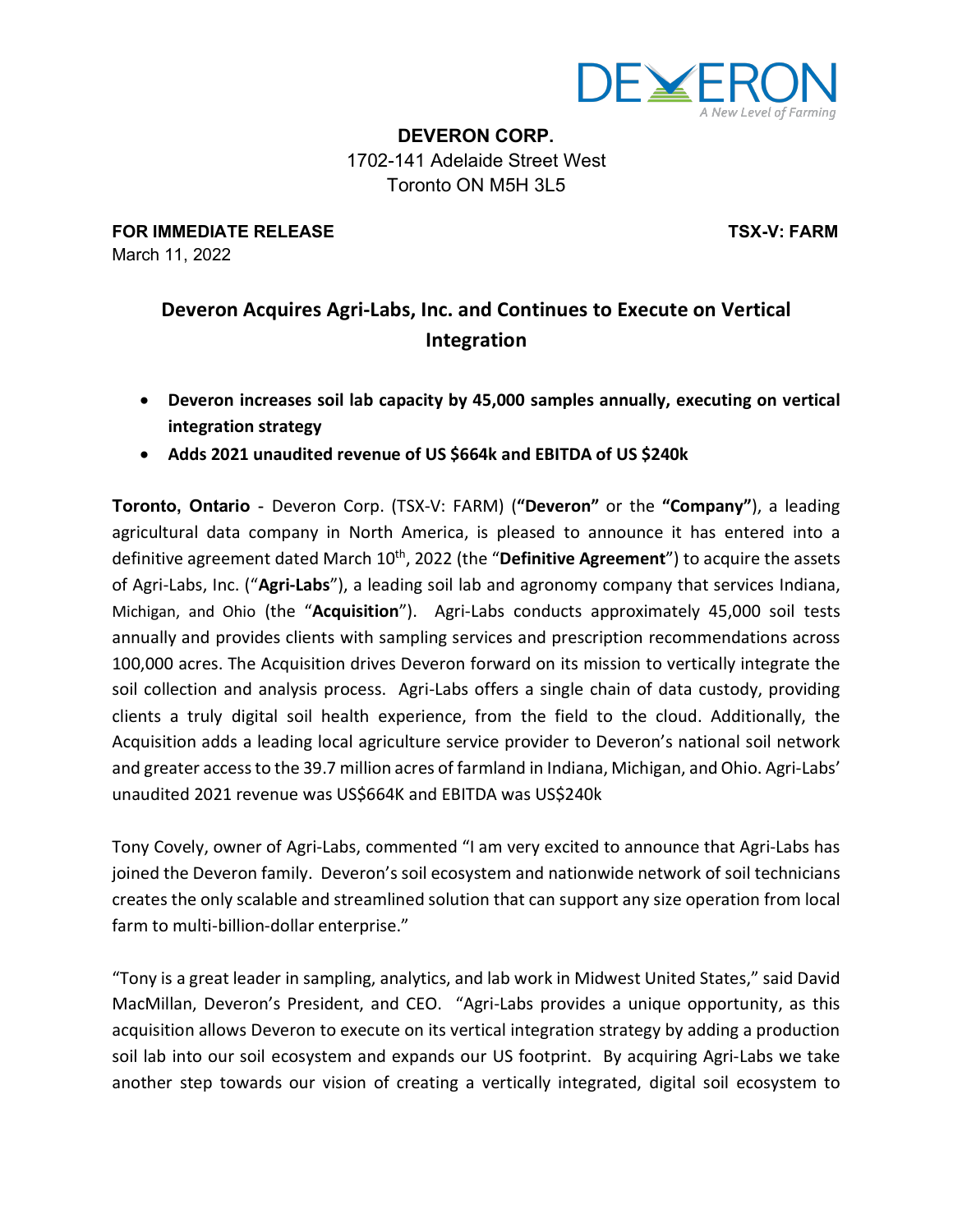**DEVERON CORP.**
1702-141 Adelaide Street West
Toronto ON M5H 3L5

**FOR IMMEDIATE RELEASE** **TSX-V: FARM**
March 11, 2022

# Deveron Acquires Agri-Labs, Inc. and Continues to Execute on Vertical Integration

- **Deveron increases soil lab capacity by 45,000 samples annually, executing on vertical integration strategy**
- **Adds 2021 unaudited revenue of US $664k and EBITDA of US $240k**

**Toronto, Ontario** - Deveron Corp. (TSX-V: FARM) (**"Deveron"** or the **"Company"**), a leading agricultural data company in North America, is pleased to announce it has entered into a definitive agreement dated March 10th, 2022 (the "**Definitive Agreement**") to acquire the assets of Agri-Labs, Inc. ("**Agri-Labs**"), a leading soil lab and agronomy company that services Indiana, Michigan, and Ohio (the "**Acquisition**"). Agri-Labs conducts approximately 45,000 soil tests annually and provides clients with sampling services and prescription recommendations across 100,000 acres. The Acquisition drives Deveron forward on its mission to vertically integrate the soil collection and analysis process. Agri-Labs offers a single chain of data custody, providing clients a truly digital soil health experience, from the field to the cloud. Additionally, the Acquisition adds a leading local agriculture service provider to Deveron's national soil network and greater access to the 39.7 million acres of farmland in Indiana, Michigan, and Ohio. Agri-Labs' unaudited 2021 revenue was US$664K and EBITDA was US$240k

Tony Covely, owner of Agri-Labs, commented "I am very excited to announce that Agri-Labs has joined the Deveron family. Deveron's soil ecosystem and nationwide network of soil technicians creates the only scalable and streamlined solution that can support any size operation from local farm to multi-billion-dollar enterprise."

"Tony is a great leader in sampling, analytics, and lab work in Midwest United States," said David MacMillan, Deveron's President, and CEO. "Agri-Labs provides a unique opportunity, as this acquisition allows Deveron to execute on its vertical integration strategy by adding a production soil lab into our soil ecosystem and expands our US footprint. By acquiring Agri-Labs we take another step towards our vision of creating a vertically integrated, digital soil ecosystem to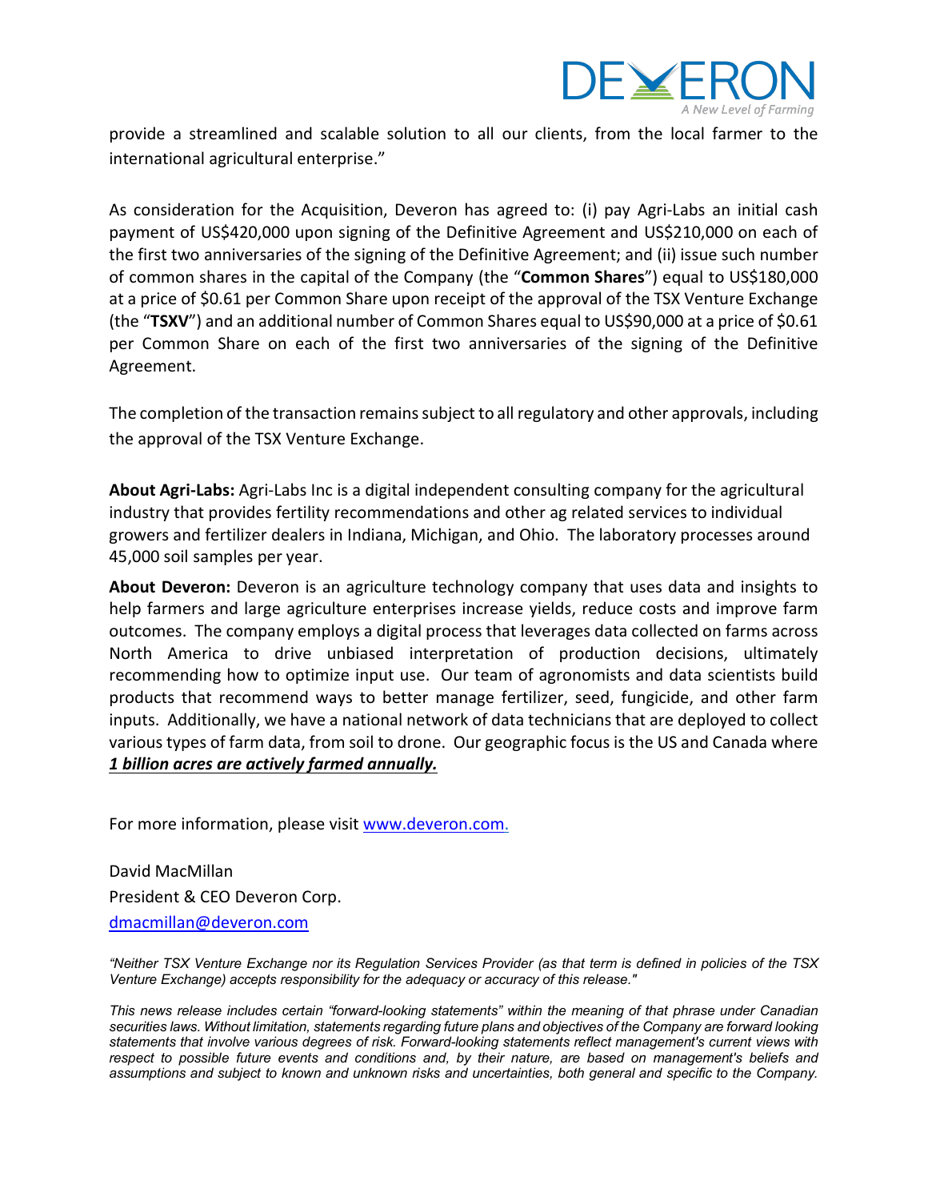provide a streamlined and scalable solution to all our clients, from the local farmer to the international agricultural enterprise."

As consideration for the Acquisition, Deveron has agreed to: (i) pay Agri-Labs an initial cash payment of US$420,000 upon signing of the Definitive Agreement and US$210,000 on each of the first two anniversaries of the signing of the Definitive Agreement; and (ii) issue such number of common shares in the capital of the Company (the "**Common Shares**") equal to US$180,000 at a price of $0.61 per Common Share upon receipt of the approval of the TSX Venture Exchange (the "**TSXV**") and an additional number of Common Shares equal to US$90,000 at a price of $0.61 per Common Share on each of the first two anniversaries of the signing of the Definitive Agreement.

The completion of the transaction remains subject to all regulatory and other approvals, including the approval of the TSX Venture Exchange.

**About Agri-Labs:** Agri-Labs Inc is a digital independent consulting company for the agricultural industry that provides fertility recommendations and other ag related services to individual growers and fertilizer dealers in Indiana, Michigan, and Ohio. The laboratory processes around 45,000 soil samples per year.

**About Deveron:** Deveron is an agriculture technology company that uses data and insights to help farmers and large agriculture enterprises increase yields, reduce costs and improve farm outcomes. The company employs a digital process that leverages data collected on farms across North America to drive unbiased interpretation of production decisions, ultimately recommending how to optimize input use. Our team of agronomists and data scientists build products that recommend ways to better manage fertilizer, seed, fungicide, and other farm inputs. Additionally, we have a national network of data technicians that are deployed to collect various types of farm data, from soil to drone. Our geographic focus is the US and Canada where ***1 billion acres are actively farmed annually.***

For more information, please visit [www.deveron.com.](http://www.deveron.com)

David MacMillan
President & CEO Deveron Corp.
[dmacmillan@deveron.com](mailto:dmacmillan@deveron.com)

*"Neither TSX Venture Exchange nor its Regulation Services Provider (as that term is defined in policies of the TSX Venture Exchange) accepts responsibility for the adequacy or accuracy of this release."*

*This news release includes certain "forward-looking statements" within the meaning of that phrase under Canadian securities laws. Without limitation, statements regarding future plans and objectives of the Company are forward looking statements that involve various degrees of risk. Forward-looking statements reflect management's current views with respect to possible future events and conditions and, by their nature, are based on management's beliefs and assumptions and subject to known and unknown risks and uncertainties, both general and specific to the Company.*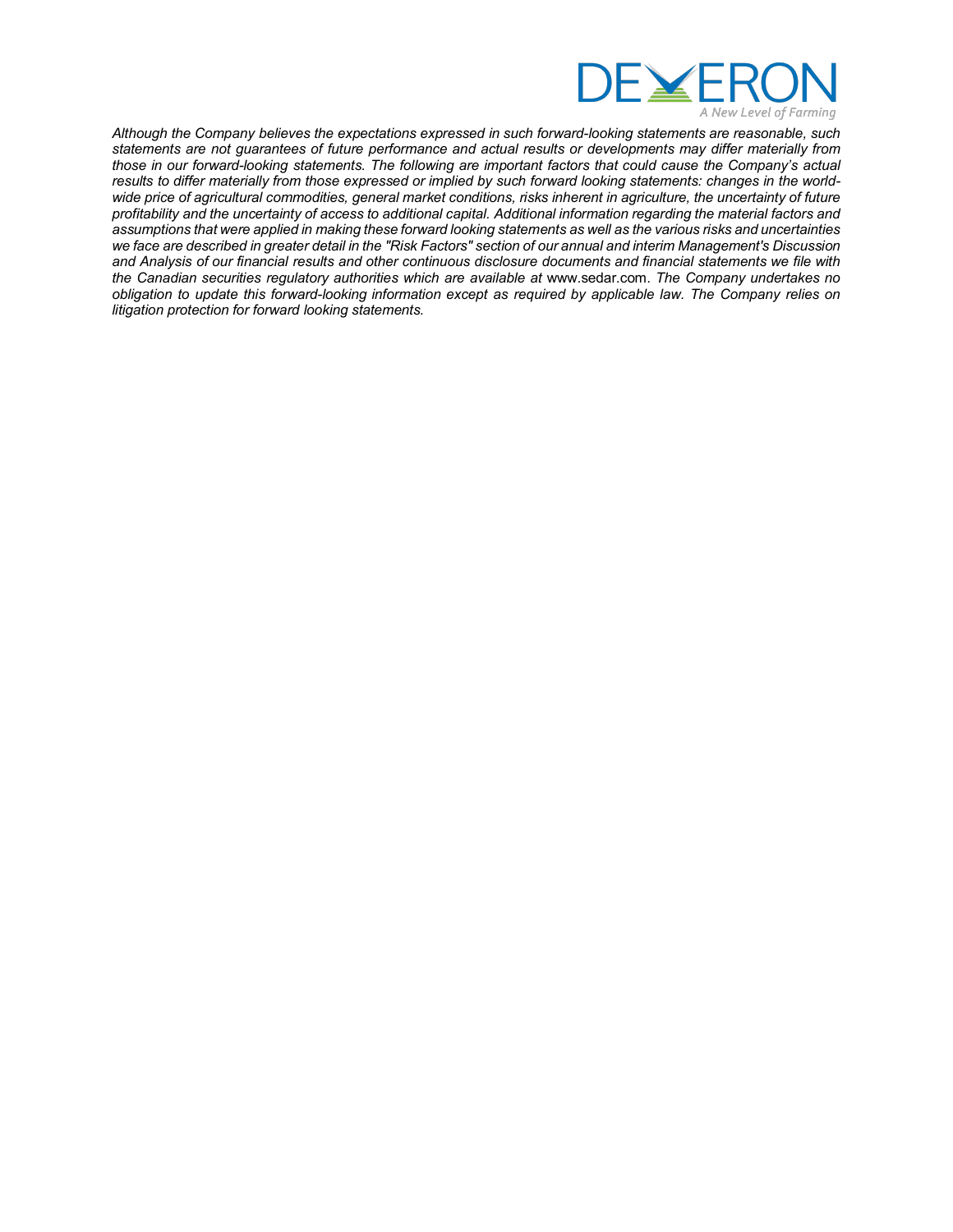*Although the Company believes the expectations expressed in such forward-looking statements are reasonable, such statements are not guarantees of future performance and actual results or developments may differ materially from those in our forward-looking statements. The following are important factors that could cause the Company's actual results to differ materially from those expressed or implied by such forward looking statements: changes in the world-wide price of agricultural commodities, general market conditions, risks inherent in agriculture, the uncertainty of future profitability and the uncertainty of access to additional capital. Additional information regarding the material factors and assumptions that were applied in making these forward looking statements as well as the various risks and uncertainties we face are described in greater detail in the "Risk Factors" section of our annual and interim Management's Discussion and Analysis of our financial results and other continuous disclosure documents and financial statements we file with the Canadian securities regulatory authorities which are available at* www.sedar.com. *The Company undertakes no obligation to update this forward-looking information except as required by applicable law. The Company relies on litigation protection for forward looking statements.*